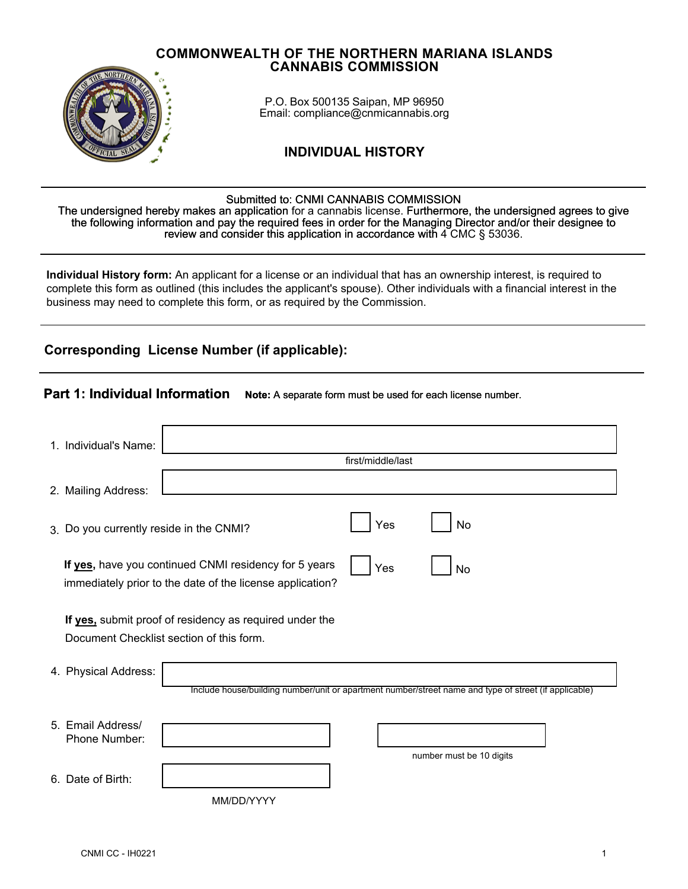# COMMONWEALTH OF THE NORTHERN MARIANA ISLANDS
# CANNABIS COMMISSION

P.O. Box 500135 Saipan, MP 96950
Email: compliance@cnmicannabis.org

## INDIVIDUAL HISTORY

Submitted to: CNMI CANNABIS COMMISSION
The undersigned hereby makes an application for a cannabis license. Furthermore, the undersigned agrees to give the following information and pay the required fees in order for the Managing Director and/or their designee to review and consider this application in accordance with 4 CMC § 53036.

**Individual History form:** An applicant for a license or an individual that has an ownership interest, is required to complete this form as outlined (this includes the applicant's spouse). Other individuals with a financial interest in the business may need to complete this form, or as required by the Commission.

### Corresponding License Number (if applicable):

### Part 1: Individual Information

**Note:** A separate form must be used for each license number.

1. Individual's Name: ____________________
   first/middle/last

2. Mailing Address: ____________________

3. Do you currently reside in the CNMI? ☐ Yes ☐ No

   **If yes,** have you continued CNMI residency for 5 years immediately prior to the date of the license application? ☐ Yes ☐ No

   **If yes,** submit proof of residency as required under the Document Checklist section of this form.

4. Physical Address: ____________________
   Include house/building number/unit or apartment number/street name and type of street (if applicable)

5. Email Address/ Phone Number: ____________________ ____________________
   number must be 10 digits

6. Date of Birth: ____________________
   MM/DD/YYYY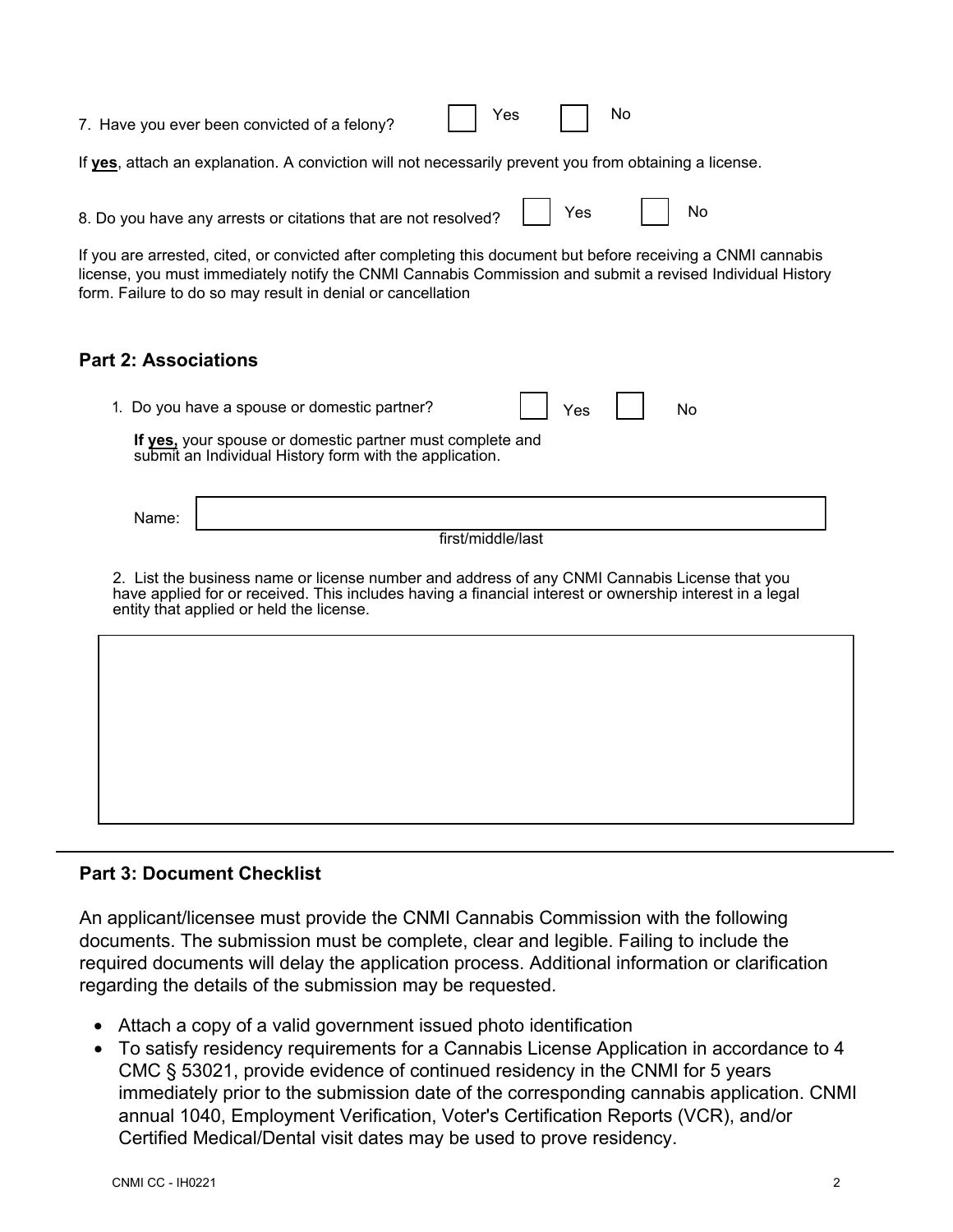7. Have you ever been convicted of a felony? ☐ Yes ☐ No

If **yes**, attach an explanation. A conviction will not necessarily prevent you from obtaining a license.

8. Do you have any arrests or citations that are not resolved? ☐ Yes ☐ No

If you are arrested, cited, or convicted after completing this document but before receiving a CNMI cannabis license, you must immediately notify the CNMI Cannabis Commission and submit a revised Individual History form. Failure to do so may result in denial or cancellation

## Part 2: Associations

1. Do you have a spouse or domestic partner? ☐ Yes ☐ No

   **If yes,** your spouse or domestic partner must complete and submit an Individual History form with the application.

   Name: ______________________________
   first/middle/last

2. List the business name or license number and address of any CNMI Cannabis License that you have applied for or received. This includes having a financial interest or ownership interest in a legal entity that applied or held the license.

## Part 3: Document Checklist

An applicant/licensee must provide the CNMI Cannabis Commission with the following documents. The submission must be complete, clear and legible. Failing to include the required documents will delay the application process. Additional information or clarification regarding the details of the submission may be requested.

- Attach a copy of a valid government issued photo identification
- To satisfy residency requirements for a Cannabis License Application in accordance to 4 CMC § 53021, provide evidence of continued residency in the CNMI for 5 years immediately prior to the submission date of the corresponding cannabis application. CNMI annual 1040, Employment Verification, Voter's Certification Reports (VCR), and/or Certified Medical/Dental visit dates may be used to prove residency.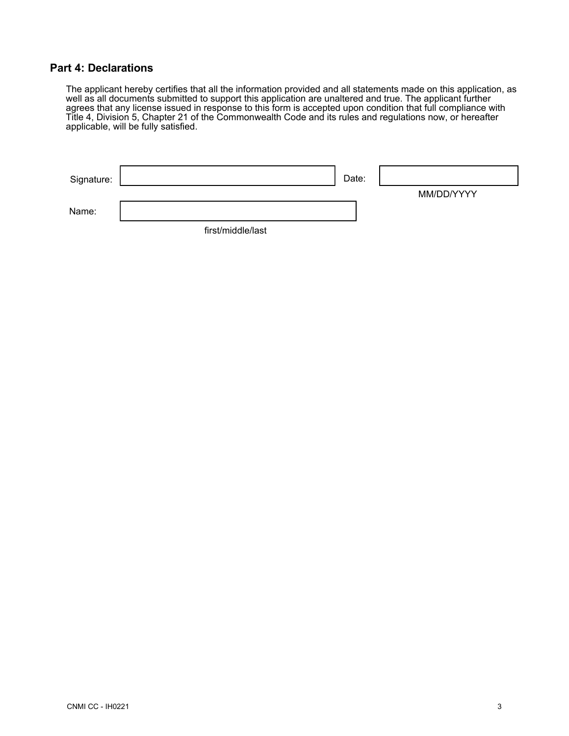## Part 4: Declarations

The applicant hereby certifies that all the information provided and all statements made on this application, as well as all documents submitted to support this application are unaltered and true. The applicant further agrees that any license issued in response to this form is accepted upon condition that full compliance with Title 4, Division 5, Chapter 21 of the Commonwealth Code and its rules and regulations now, or hereafter applicable, will be fully satisfied.

Signature: \_\_\_\_\_\_\_\_\_\_\_\_\_\_\_\_\_\_\_\_ Date: \_\_\_\_\_\_\_\_\_\_\_\_\_\_\_\_\_\_\_\_

MM/DD/YYYY

Name: \_\_\_\_\_\_\_\_\_\_\_\_\_\_\_\_\_\_\_\_

first/middle/last

CNMI CC - IH0221